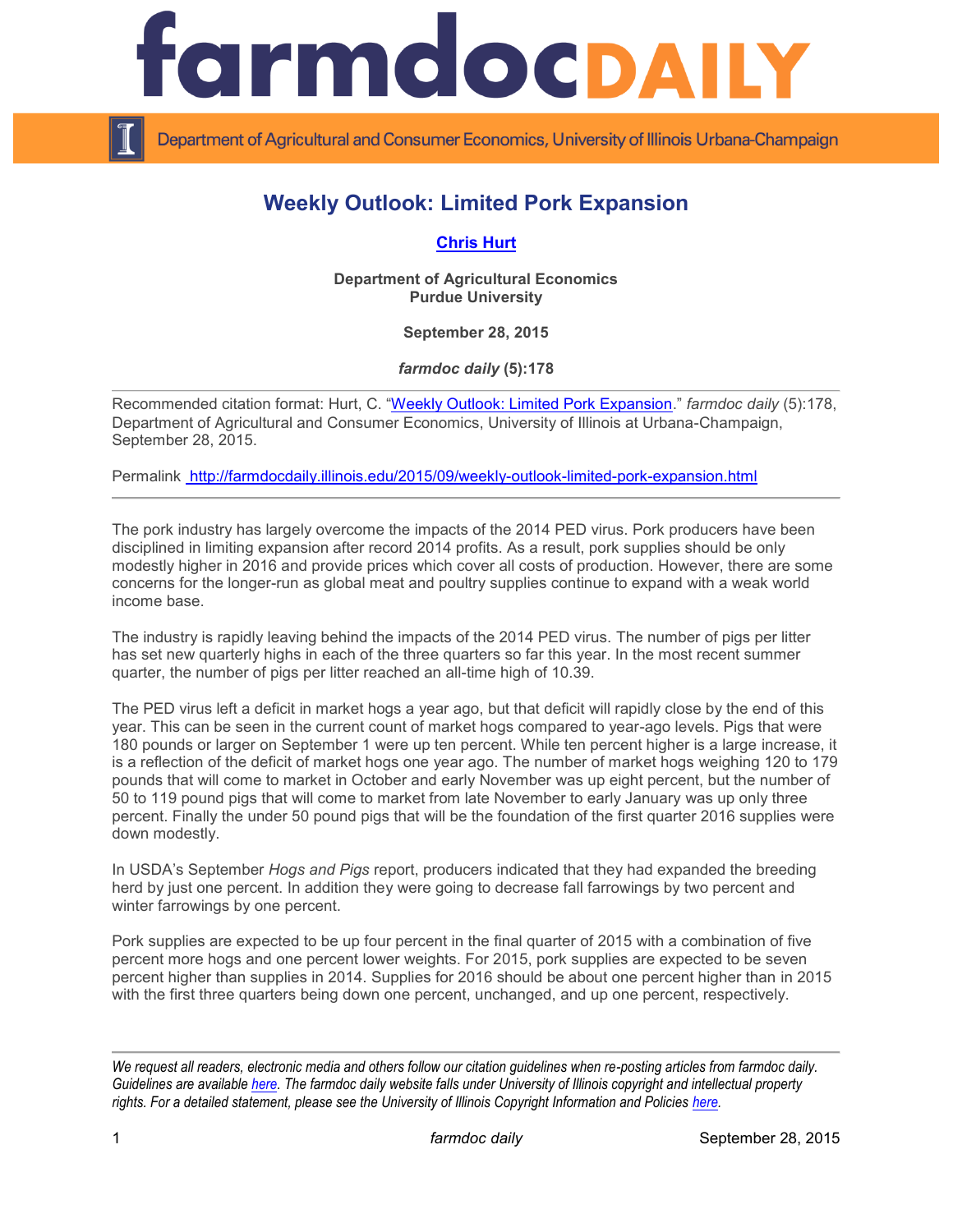# Weekly Outlook: Limited Pork Expansion

**Chris Hurt**

**Department of Agricultural Economics**
**Purdue University**

**September 28, 2015**

***farmdoc daily* (5):178**

Recommended citation format: Hurt, C. "Weekly Outlook: Limited Pork Expansion." *farmdoc daily* (5):178, Department of Agricultural and Consumer Economics, University of Illinois at Urbana-Champaign, September 28, 2015.

Permalink http://farmdocdaily.illinois.edu/2015/09/weekly-outlook-limited-pork-expansion.html

The pork industry has largely overcome the impacts of the 2014 PED virus. Pork producers have been disciplined in limiting expansion after record 2014 profits. As a result, pork supplies should be only modestly higher in 2016 and provide prices which cover all costs of production. However, there are some concerns for the longer-run as global meat and poultry supplies continue to expand with a weak world income base.

The industry is rapidly leaving behind the impacts of the 2014 PED virus. The number of pigs per litter has set new quarterly highs in each of the three quarters so far this year. In the most recent summer quarter, the number of pigs per litter reached an all-time high of 10.39.

The PED virus left a deficit in market hogs a year ago, but that deficit will rapidly close by the end of this year. This can be seen in the current count of market hogs compared to year-ago levels. Pigs that were 180 pounds or larger on September 1 were up ten percent. While ten percent higher is a large increase, it is a reflection of the deficit of market hogs one year ago. The number of market hogs weighing 120 to 179 pounds that will come to market in October and early November was up eight percent, but the number of 50 to 119 pound pigs that will come to market from late November to early January was up only three percent. Finally the under 50 pound pigs that will be the foundation of the first quarter 2016 supplies were down modestly.

In USDA's September *Hogs and Pigs* report, producers indicated that they had expanded the breeding herd by just one percent. In addition they were going to decrease fall farrowings by two percent and winter farrowings by one percent.

Pork supplies are expected to be up four percent in the final quarter of 2015 with a combination of five percent more hogs and one percent lower weights. For 2015, pork supplies are expected to be seven percent higher than supplies in 2014. Supplies for 2016 should be about one percent higher than in 2015 with the first three quarters being down one percent, unchanged, and up one percent, respectively.

*We request all readers, electronic media and others follow our citation guidelines when re-posting articles from farmdoc daily. Guidelines are available here. The farmdoc daily website falls under University of Illinois copyright and intellectual property rights. For a detailed statement, please see the University of Illinois Copyright Information and Policies here.*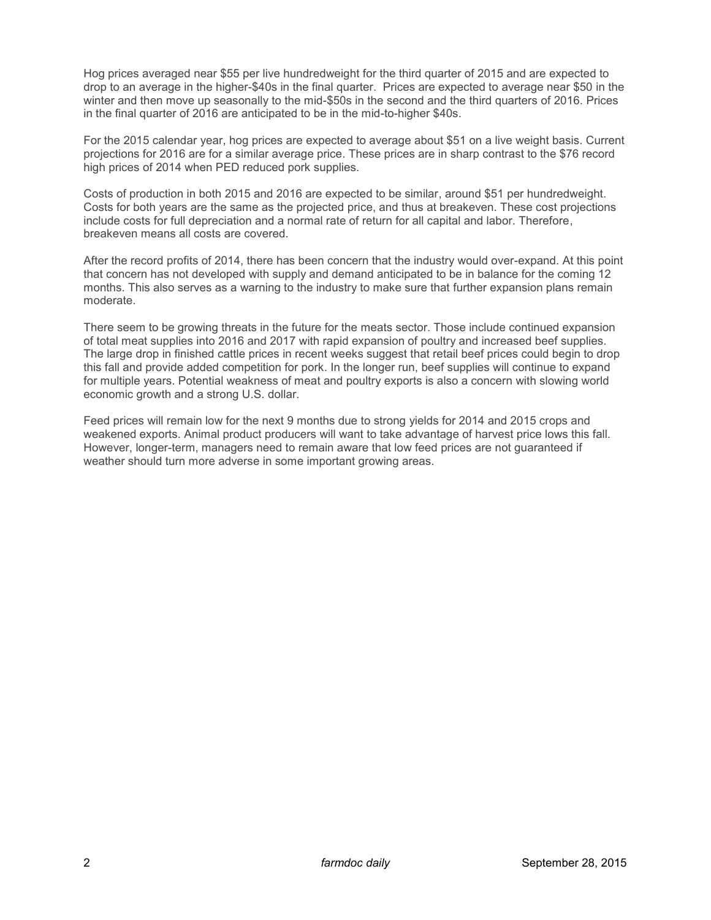Hog prices averaged near $55 per live hundredweight for the third quarter of 2015 and are expected to drop to an average in the higher-$40s in the final quarter. Prices are expected to average near $50 in the winter and then move up seasonally to the mid-$50s in the second and the third quarters of 2016. Prices in the final quarter of 2016 are anticipated to be in the mid-to-higher $40s.

For the 2015 calendar year, hog prices are expected to average about $51 on a live weight basis. Current projections for 2016 are for a similar average price. These prices are in sharp contrast to the $76 record high prices of 2014 when PED reduced pork supplies.

Costs of production in both 2015 and 2016 are expected to be similar, around $51 per hundredweight. Costs for both years are the same as the projected price, and thus at breakeven. These cost projections include costs for full depreciation and a normal rate of return for all capital and labor. Therefore, breakeven means all costs are covered.

After the record profits of 2014, there has been concern that the industry would over-expand. At this point that concern has not developed with supply and demand anticipated to be in balance for the coming 12 months. This also serves as a warning to the industry to make sure that further expansion plans remain moderate.

There seem to be growing threats in the future for the meats sector. Those include continued expansion of total meat supplies into 2016 and 2017 with rapid expansion of poultry and increased beef supplies. The large drop in finished cattle prices in recent weeks suggest that retail beef prices could begin to drop this fall and provide added competition for pork. In the longer run, beef supplies will continue to expand for multiple years. Potential weakness of meat and poultry exports is also a concern with slowing world economic growth and a strong U.S. dollar.

Feed prices will remain low for the next 9 months due to strong yields for 2014 and 2015 crops and weakened exports. Animal product producers will want to take advantage of harvest price lows this fall. However, longer-term, managers need to remain aware that low feed prices are not guaranteed if weather should turn more adverse in some important growing areas.